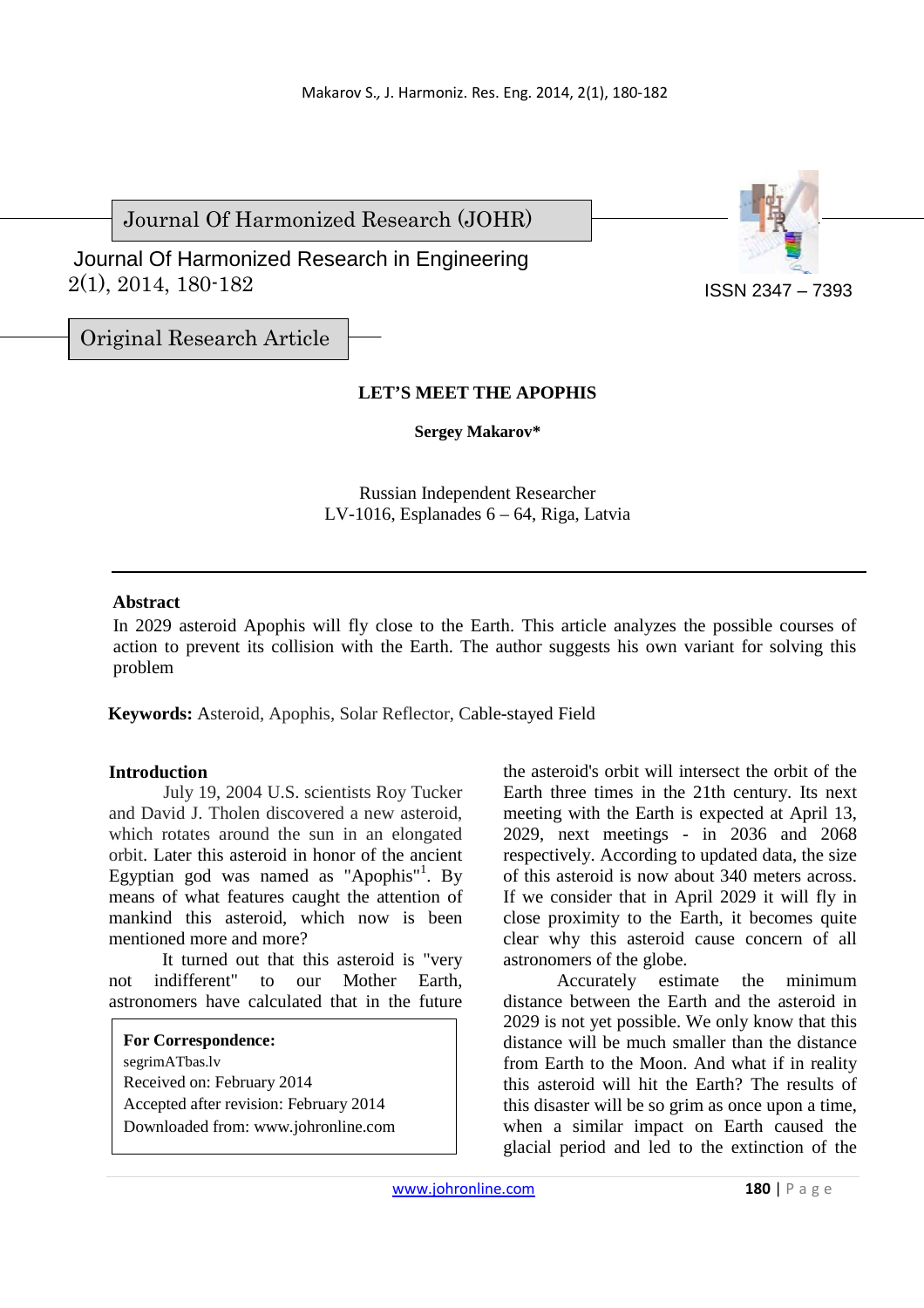Journal Of Harmonized Research (JOHR)

Journal Of Harmonized Research in Engineering
2(1), 2014, 180-182

ISSN 2347 – 7393

Original Research Article

# LET'S MEET THE APOPHIS

**Sergey Makarov***

Russian Independent Researcher
LV-1016, Esplanades 6 – 64, Riga, Latvia

---

**Abstract**

In 2029 asteroid Apophis will fly close to the Earth. This article analyzes the possible courses of action to prevent its collision with the Earth. The author suggests his own variant for solving this problem

**Keywords:** Asteroid, Apophis, Solar Reflector, Cable-stayed Field

## Introduction

July 19, 2004 U.S. scientists Roy Tucker and David J. Tholen discovered a new asteroid, which rotates around the sun in an elongated orbit. Later this asteroid in honor of the ancient Egyptian god was named as "Apophis"[1]. By means of what features caught the attention of mankind this asteroid, which now is been mentioned more and more?

It turned out that this asteroid is "very not indifferent" to our Mother Earth, astronomers have calculated that in the future the asteroid's orbit will intersect the orbit of the Earth three times in the 21th century. Its next meeting with the Earth is expected at April 13, 2029, next meetings - in 2036 and 2068 respectively. According to updated data, the size of this asteroid is now about 340 meters across. If we consider that in April 2029 it will fly in close proximity to the Earth, it becomes quite clear why this asteroid cause concern of all astronomers of the globe.

Accurately estimate the minimum distance between the Earth and the asteroid in 2029 is not yet possible. We only know that this distance will be much smaller than the distance from Earth to the Moon. And what if in reality this asteroid will hit the Earth? The results of this disaster will be so grim as once upon a time, when a similar impact on Earth caused the glacial period and led to the extinction of the

**For Correspondence:**
segrimATbas.lv
Received on: February 2014
Accepted after revision: February 2014
Downloaded from: www.johronline.com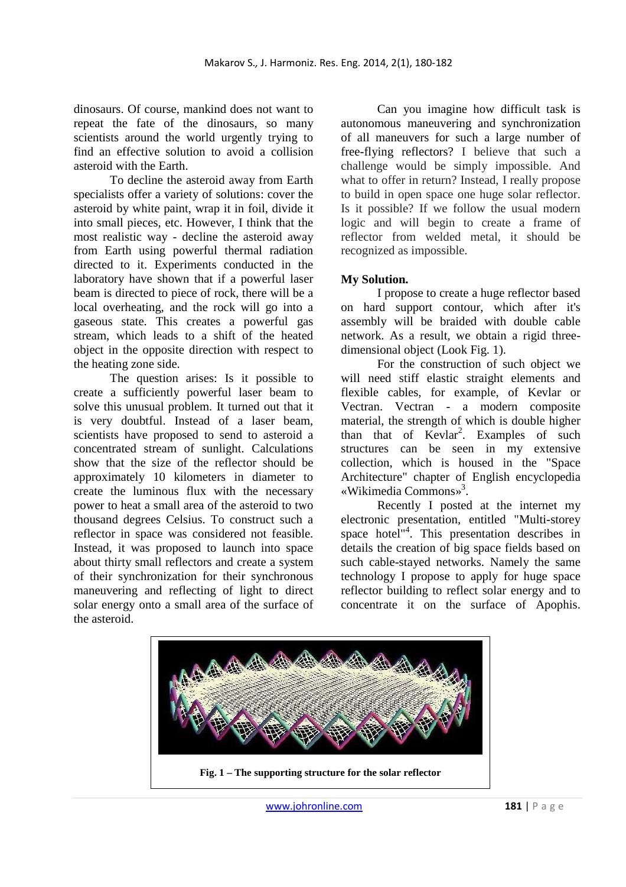dinosaurs. Of course, mankind does not want to repeat the fate of the dinosaurs, so many scientists around the world urgently trying to find an effective solution to avoid a collision asteroid with the Earth.

To decline the asteroid away from Earth specialists offer a variety of solutions: cover the asteroid by white paint, wrap it in foil, divide it into small pieces, etc. However, I think that the most realistic away - decline the asteroid away from Earth using powerful thermal radiation directed to it. Experiments conducted in the laboratory have shown that if a powerful laser beam is directed to piece of rock, there will be a local overheating, and the rock will go into a gaseous state. This creates a powerful gas stream, which leads to a shift of the heated object in the opposite direction with respect to the heating zone side.

The question arises: Is it possible to create a sufficiently powerful laser beam to solve this unusual problem. It turned out that it is very doubtful. Instead of a laser beam, scientists have proposed to send to asteroid a concentrated stream of sunlight. Calculations show that the size of the reflector should be approximately 10 kilometers in diameter to create the luminous flux with the necessary power to heat a small area of the asteroid to two thousand degrees Celsius. To construct such a reflector in space was considered not feasible. Instead, it was proposed to launch into space about thirty small reflectors and create a system of their synchronization for their synchronous maneuvering and reflecting of light to direct solar energy onto a small area of the surface of the asteroid.

Can you imagine how difficult task is autonomous maneuvering and synchronization of all maneuvers for such a large number of free-flying reflectors? I believe that such a challenge would be simply impossible. And what to offer in return? Instead, I really propose to build in open space one huge solar reflector. Is it possible? If we follow the usual modern logic and will begin to create a frame of reflector from welded metal, it should be recognized as impossible.

**My Solution.**

I propose to create a huge reflector based on hard support contour, which after it's assembly will be braided with double cable network. As a result, we obtain a rigid three-dimensional object (Look Fig. 1).

For the construction of such object we will need stiff elastic straight elements and flexible cables, for example, of Kevlar or Vectran. Vectran - a modern composite material, the strength of which is double higher than that of Kevlar[2]. Examples of such structures can be seen in my extensive collection, which is housed in the "Space Architecture" chapter of English encyclopedia «Wikimedia Commons»[3].

Recently I posted at the internet my electronic presentation, entitled "Multi-storey space hotel"[4]. This presentation describes in details the creation of big space fields based on such cable-stayed networks. Namely the same technology I propose to apply for huge space reflector building to reflect solar energy and to concentrate it on the surface of Apophis.

**Fig. 1 – The supporting structure for the solar reflector**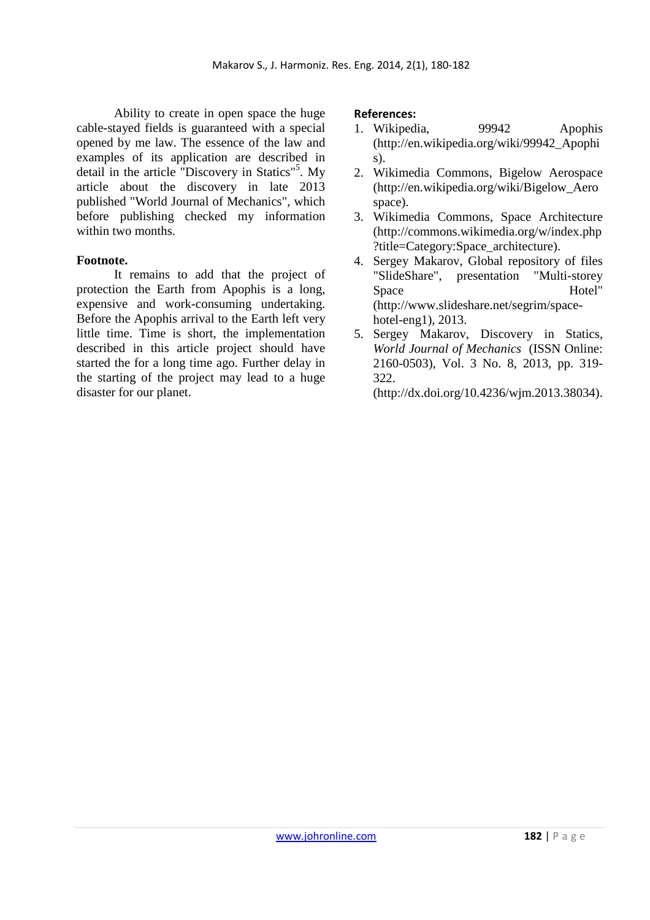Ability to create in open space the huge cable-stayed fields is guaranteed with a special opened by me law. The essence of the law and examples of its application are described in detail in the article "Discovery in Statics"[5]. My article about the discovery in late 2013 published "World Journal of Mechanics", which before publishing checked my information within two months.

**Footnote.**

It remains to add that the project of protection the Earth from Apophis is a long, expensive and work-consuming undertaking. Before the Apophis arrival to the Earth left very little time. Time is short, the implementation described in this article project should have started the for a long time ago. Further delay in the starting of the project may lead to a huge disaster for our planet.

**References:**

1. Wikipedia, 99942 Apophis (http://en.wikipedia.org/wiki/99942_Apophis).
2. Wikimedia Commons, Bigelow Aerospace (http://en.wikipedia.org/wiki/Bigelow_Aerospace).
3. Wikimedia Commons, Space Architecture (http://commons.wikimedia.org/w/index.php?title=Category:Space_architecture).
4. Sergey Makarov, Global repository of files "SlideShare", presentation "Multi-storey Space Hotel" (http://www.slideshare.net/segrim/space-hotel-eng1), 2013.
5. Sergey Makarov, Discovery in Statics, *World Journal of Mechanics* (ISSN Online: 2160-0503), Vol. 3 No. 8, 2013, pp. 319-322. (http://dx.doi.org/10.4236/wjm.2013.38034).